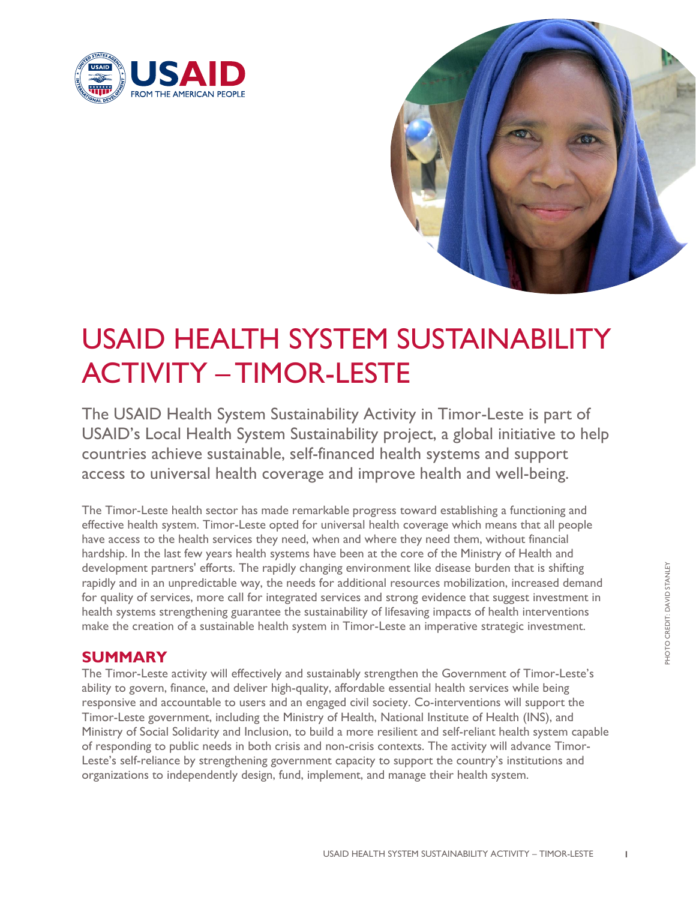# USAID HEALTH SYSTEM SUSTAINABILITY ACTIVITY – TIMOR-LESTE

The USAID Health System Sustainability Activity in Timor-Leste is part of USAID's Local Health System Sustainability project, a global initiative to help countries achieve sustainable, self-financed health systems and support access to universal health coverage and improve health and well-being.

The Timor-Leste health sector has made remarkable progress toward establishing a functioning and effective health system. Timor-Leste opted for universal health coverage which means that all people have access to the health services they need, when and where they need them, without financial hardship. In the last few years health systems have been at the core of the Ministry of Health and development partners' efforts. The rapidly changing environment like disease burden that is shifting rapidly and in an unpredictable way, the needs for additional resources mobilization, increased demand for quality of services, more call for integrated services and strong evidence that suggest investment in health systems strengthening guarantee the sustainability of lifesaving impacts of health interventions make the creation of a sustainable health system in Timor-Leste an imperative strategic investment.

## SUMMARY

The Timor-Leste activity will effectively and sustainably strengthen the Government of Timor-Leste's ability to govern, finance, and deliver high-quality, affordable essential health services while being responsive and accountable to users and an engaged civil society. Co-interventions will support the Timor-Leste government, including the Ministry of Health, National Institute of Health (INS), and Ministry of Social Solidarity and Inclusion, to build a more resilient and self-reliant health system capable of responding to public needs in both crisis and non-crisis contexts. The activity will advance Timor-Leste's self-reliance by strengthening government capacity to support the country's institutions and organizations to independently design, fund, implement, and manage their health system.

PHOTO CREDIT: DAVID STANLEY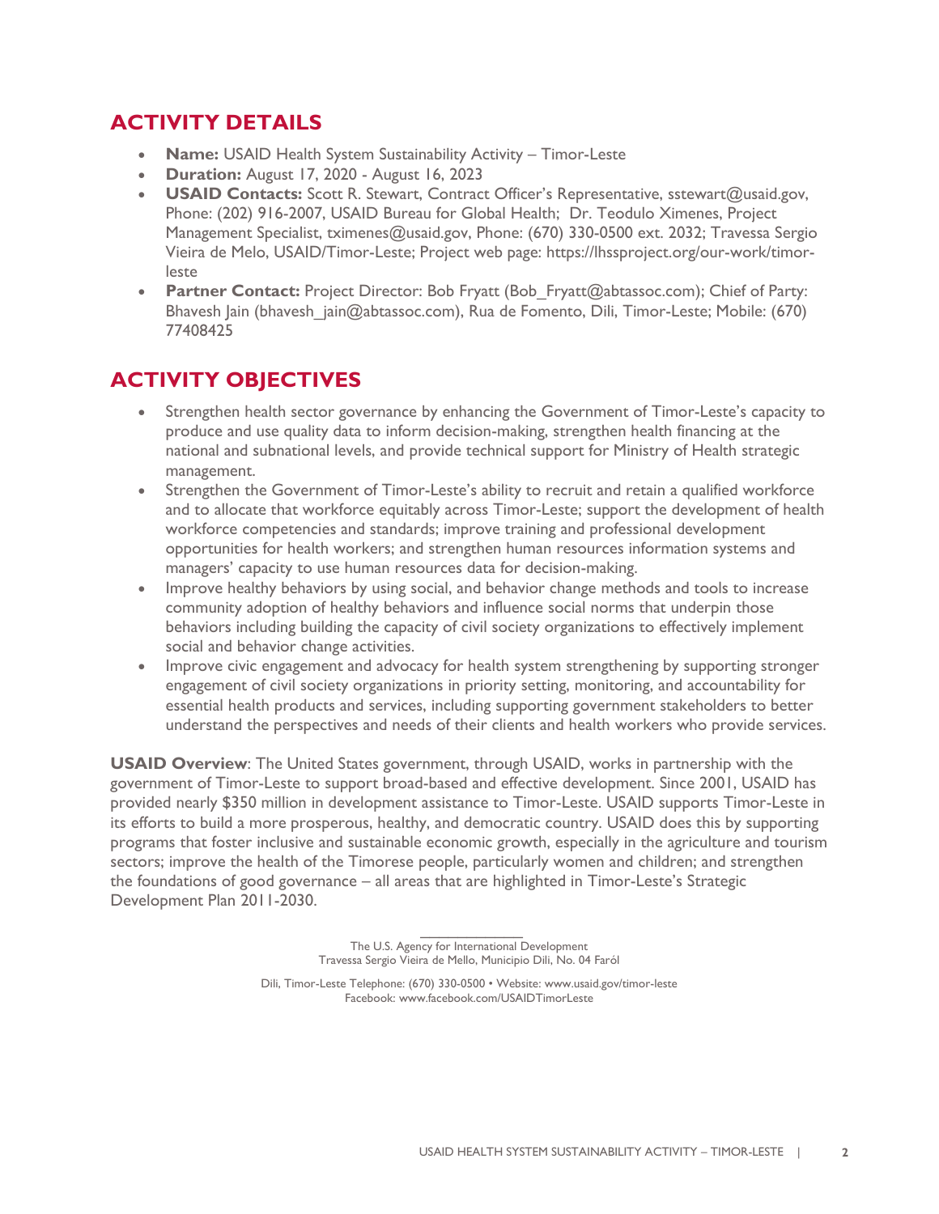## ACTIVITY DETAILS

- **Name:** USAID Health System Sustainability Activity – Timor-Leste
- **Duration:** August 17, 2020 - August 16, 2023
- **USAID Contacts:** Scott R. Stewart, Contract Officer's Representative, sstewart@usaid.gov, Phone: (202) 916-2007, USAID Bureau for Global Health; Dr. Teodulo Ximenes, Project Management Specialist, tximenes@usaid.gov, Phone: (670) 330-0500 ext. 2032; Travessa Sergio Vieira de Melo, USAID/Timor-Leste; Project web page: https://lhssproject.org/our-work/timor-leste
- **Partner Contact:** Project Director: Bob Fryatt (Bob_Fryatt@abtassoc.com); Chief of Party: Bhavesh Jain (bhavesh_jain@abtassoc.com), Rua de Fomento, Dili, Timor-Leste; Mobile: (670) 77408425

## ACTIVITY OBJECTIVES

- Strengthen health sector governance by enhancing the Government of Timor-Leste's capacity to produce and use quality data to inform decision-making, strengthen health financing at the national and subnational levels, and provide technical support for Ministry of Health strategic management.
- Strengthen the Government of Timor-Leste's ability to recruit and retain a qualified workforce and to allocate that workforce equitably across Timor-Leste; support the development of health workforce competencies and standards; improve training and professional development opportunities for health workers; and strengthen human resources information systems and managers' capacity to use human resources data for decision-making.
- Improve healthy behaviors by using social, and behavior change methods and tools to increase community adoption of healthy behaviors and influence social norms that underpin those behaviors including building the capacity of civil society organizations to effectively implement social and behavior change activities.
- Improve civic engagement and advocacy for health system strengthening by supporting stronger engagement of civil society organizations in priority setting, monitoring, and accountability for essential health products and services, including supporting government stakeholders to better understand the perspectives and needs of their clients and health workers who provide services.

**USAID Overview**: The United States government, through USAID, works in partnership with the government of Timor-Leste to support broad-based and effective development. Since 2001, USAID has provided nearly $350 million in development assistance to Timor-Leste. USAID supports Timor-Leste in its efforts to build a more prosperous, healthy, and democratic country. USAID does this by supporting programs that foster inclusive and sustainable economic growth, especially in the agriculture and tourism sectors; improve the health of the Timorese people, particularly women and children; and strengthen the foundations of good governance – all areas that are highlighted in Timor-Leste's Strategic Development Plan 2011-2030.

---

The U.S. Agency for International Development
Travessa Sergio Vieira de Mello, Municipio Dili, No. 04 Faról

Dili, Timor-Leste Telephone: (670) 330-0500 • Website: www.usaid.gov/timor-leste
Facebook: www.facebook.com/USAIDTimorLeste